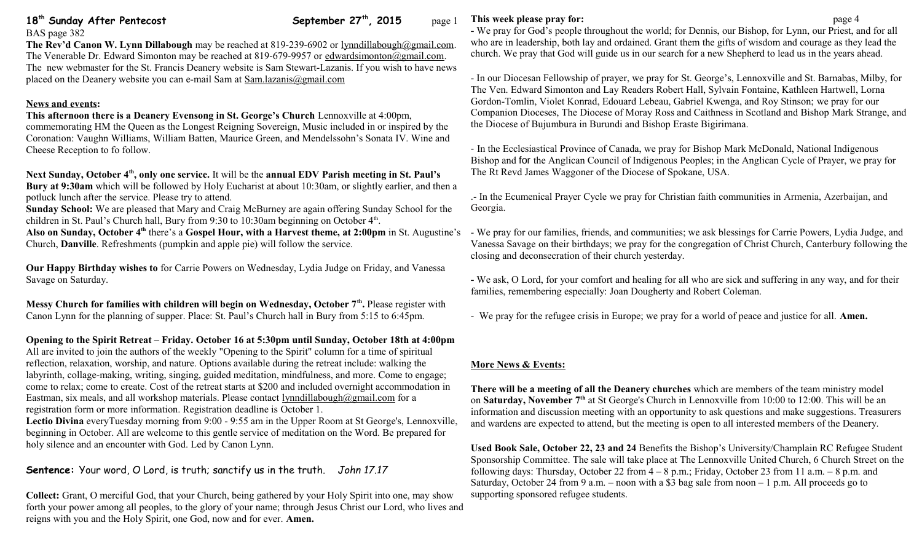**18th Sunday After Pentecost** **September 27th, 2015**

BAS page 382

**The Rev'd Canon W. Lynn Dillabough** may be reached at 819-239-6902 or lynndillabough@gmail.com. The Venerable Dr. Edward Simonton may be reached at 819-679-9957 or edwardsimonton@gmail.com. The new webmaster for the St. Francis Deanery website is Sam Stewart-Lazanis. If you wish to have news placed on the Deanery website you can e-mail Sam at Sam.lazanis@gmail.com

## News and events:

**This afternoon there is a Deanery Evensong in St. George's Church** Lennoxville at 4:00pm, commemorating HM the Queen as the Longest Reigning Sovereign, Music included in or inspired by the Coronation: Vaughn Williams, William Batten, Maurice Green, and Mendelssohn's Sonata IV. Wine and Cheese Reception to fo follow.

**Next Sunday, October 4th, only one service.** It will be the **annual EDV Parish meeting in St. Paul's Bury at 9:30am** which will be followed by Holy Eucharist at about 10:30am, or slightly earlier, and then a potluck lunch after the service. Please try to attend.

**Sunday School:** We are pleased that Mary and Craig McBurney are again offering Sunday School for the children in St. Paul's Church hall, Bury from 9:30 to 10:30am beginning on October 4th.

**Also on Sunday, October 4th** there's a **Gospel Hour, with a Harvest theme, at 2:00pm** in St. Augustine's Church, **Danville**. Refreshments (pumpkin and apple pie) will follow the service.

**Our Happy Birthday wishes to** for Carrie Powers on Wednesday, Lydia Judge on Friday, and Vanessa Savage on Saturday.

**Messy Church for families with children will begin on Wednesday, October 7th.** Please register with Canon Lynn for the planning of supper. Place: St. Paul's Church hall in Bury from 5:15 to 6:45pm.

**Opening to the Spirit Retreat – Friday. October 16 at 5:30pm until Sunday, October 18th at 4:00pm**
All are invited to join the authors of the weekly "Opening to the Spirit" column for a time of spiritual reflection, relaxation, worship, and nature. Options available during the retreat include: walking the labyrinth, collage-making, writing, singing, guided meditation, mindfulness, and more. Come to engage; come to relax; come to create. Cost of the retreat starts at $200 and included overnight accommodation in Eastman, six meals, and all workshop materials. Please contact lynndillabough@gmail.com for a registration form or more information. Registration deadline is October 1.

**Lectio Divina** everyTuesday morning from 9:00 - 9:55 am in the Upper Room at St George's, Lennoxville, beginning in October. All are welcome to this gentle service of meditation on the Word. Be prepared for holy silence and an encounter with God. Led by Canon Lynn.

**Sentence:** Your word, O Lord, is truth; sanctify us in the truth. *John 17.17*

**Collect:** Grant, O merciful God, that your Church, being gathered by your Holy Spirit into one, may show forth your power among all peoples, to the glory of your name; through Jesus Christ our Lord, who lives and reigns with you and the Holy Spirit, one God, now and for ever. **Amen.**

**This week please pray for:**

**-** We pray for God's people throughout the world; for Dennis, our Bishop, for Lynn, our Priest, and for all who are in leadership, both lay and ordained. Grant them the gifts of wisdom and courage as they lead the church. We pray that God will guide us in our search for a new Shepherd to lead us in the years ahead.

- In our Diocesan Fellowship of prayer, we pray for St. George's, Lennoxville and St. Barnabas, Milby, for The Ven. Edward Simonton and Lay Readers Robert Hall, Sylvain Fontaine, Kathleen Hartwell, Lorna Gordon-Tomlin, Violet Konrad, Edouard Lebeau, Gabriel Kwenga, and Roy Stinson; we pray for our Companion Dioceses, The Diocese of Moray Ross and Caithness in Scotland and Bishop Mark Strange, and the Diocese of Bujumbura in Burundi and Bishop Eraste Bigirimana.

- In the Ecclesiastical Province of Canada, we pray for Bishop Mark McDonald, National Indigenous Bishop and for the Anglican Council of Indigenous Peoples; in the Anglican Cycle of Prayer, we pray for The Rt Revd James Waggoner of the Diocese of Spokane, USA.

.- In the Ecumenical Prayer Cycle we pray for Christian faith communities in Armenia, Azerbaijan, and Georgia.

- We pray for our families, friends, and communities; we ask blessings for Carrie Powers, Lydia Judge, and Vanessa Savage on their birthdays; we pray for the congregation of Christ Church, Canterbury following the closing and deconsecration of their church yesterday.

**-** We ask, O Lord, for your comfort and healing for all who are sick and suffering in any way, and for their families, remembering especially: Joan Dougherty and Robert Coleman.

- We pray for the refugee crisis in Europe; we pray for a world of peace and justice for all. **Amen.**

## More News & Events:

**There will be a meeting of all the Deanery churches** which are members of the team ministry model on **Saturday, November 7th** at St George's Church in Lennoxville from 10:00 to 12:00. This will be an information and discussion meeting with an opportunity to ask questions and make suggestions. Treasurers and wardens are expected to attend, but the meeting is open to all interested members of the Deanery.

**Used Book Sale, October 22, 23 and 24** Benefits the Bishop's University/Champlain RC Refugee Student Sponsorship Committee. The sale will take place at The Lennoxville United Church, 6 Church Street on the following days: Thursday, October 22 from 4 – 8 p.m.; Friday, October 23 from 11 a.m. – 8 p.m. and Saturday, October 24 from 9 a.m. – noon with a $3 bag sale from noon – 1 p.m. All proceeds go to supporting sponsored refugee students.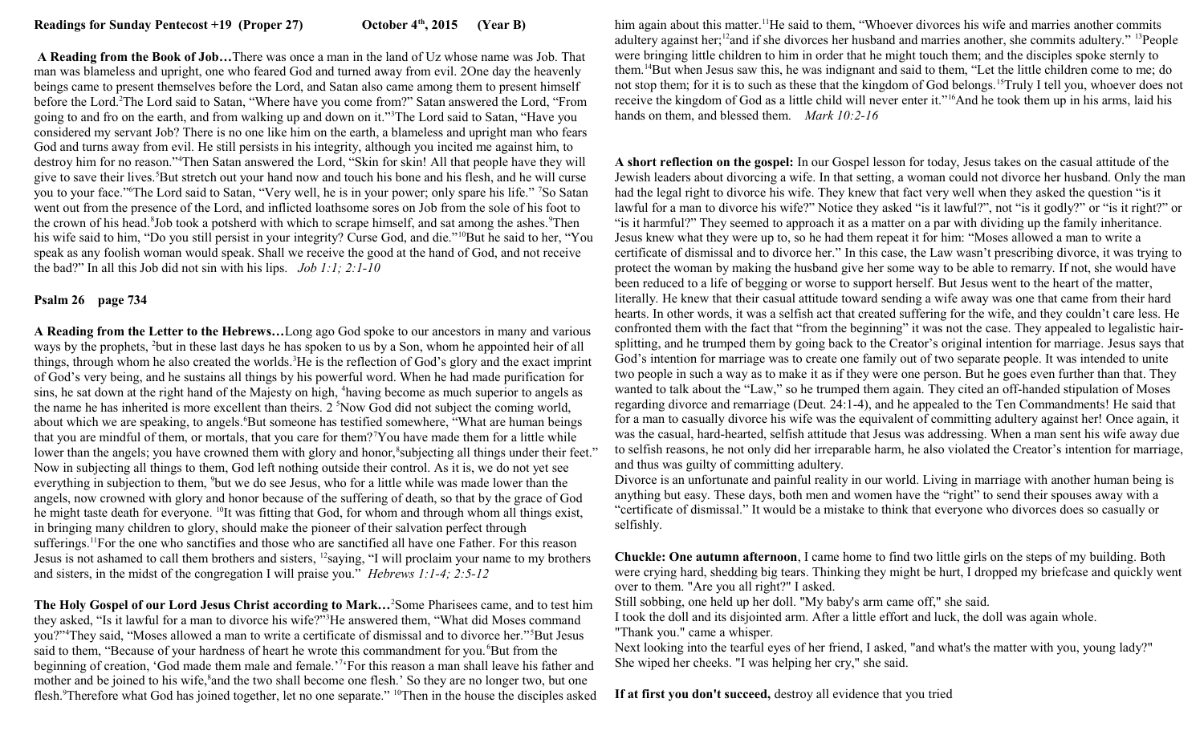**Readings for Sunday Pentecost +19 (Proper 27) October 4th, 2015 (Year B)**

**A Reading from the Book of Job…**There was once a man in the land of Uz whose name was Job. That man was blameless and upright, one who feared God and turned away from evil. 2One day the heavenly beings came to present themselves before the Lord, and Satan also came among them to present himself before the Lord.[2]The Lord said to Satan, "Where have you come from?" Satan answered the Lord, "From going to and fro on the earth, and from walking up and down on it."[3]The Lord said to Satan, "Have you considered my servant Job? There is no one like him on the earth, a blameless and upright man who fears God and turns away from evil. He still persists in his integrity, although you incited me against him, to destroy him for no reason."[4]Then Satan answered the Lord, "Skin for skin! All that people have they will give to save their lives.[5]But stretch out your hand now and touch his bone and his flesh, and he will curse you to your face."[6]The Lord said to Satan, "Very well, he is in your power; only spare his life." [7]So Satan went out from the presence of the Lord, and inflicted loathsome sores on Job from the sole of his foot to the crown of his head.[8]Job took a potsherd with which to scrape himself, and sat among the ashes.[9]Then his wife said to him, "Do you still persist in your integrity? Curse God, and die."[10]But he said to her, "You speak as any foolish woman would speak. Shall we receive the good at the hand of God, and not receive the bad?" In all this Job did not sin with his lips. *Job 1:1; 2:1-10*

**Psalm 26 page 734**

**A Reading from the Letter to the Hebrews…**Long ago God spoke to our ancestors in many and various ways by the prophets, [2]but in these last days he has spoken to us by a Son, whom he appointed heir of all things, through whom he also created the worlds.[3]He is the reflection of God's glory and the exact imprint of God's very being, and he sustains all things by his powerful word. When he had made purification for sins, he sat down at the right hand of the Majesty on high, [4]having become as much superior to angels as the name he has inherited is more excellent than theirs. 2 [5]Now God did not subject the coming world, about which we are speaking, to angels.[6]But someone has testified somewhere, "What are human beings that you are mindful of them, or mortals, that you care for them?[7]You have made them for a little while lower than the angels; you have crowned them with glory and honor,[8]subjecting all things under their feet." Now in subjecting all things to them, God left nothing outside their control. As it is, we do not yet see everything in subjection to them, [9]but we do see Jesus, who for a little while was made lower than the angels, now crowned with glory and honor because of the suffering of death, so that by the grace of God he might taste death for everyone. [10]It was fitting that God, for whom and through whom all things exist, in bringing many children to glory, should make the pioneer of their salvation perfect through sufferings.[11]For the one who sanctifies and those who are sanctified all have one Father. For this reason Jesus is not ashamed to call them brothers and sisters, [12]saying, "I will proclaim your name to my brothers and sisters, in the midst of the congregation I will praise you." *Hebrews 1:1-4; 2:5-12*

**The Holy Gospel of our Lord Jesus Christ according to Mark…**[2]Some Pharisees came, and to test him they asked, "Is it lawful for a man to divorce his wife?"[3]He answered them, "What did Moses command you?"[4]They said, "Moses allowed a man to write a certificate of dismissal and to divorce her."[5]But Jesus said to them, "Because of your hardness of heart he wrote this commandment for you.[6]But from the beginning of creation, 'God made them male and female.'[7]'For this reason a man shall leave his father and mother and be joined to his wife,[8]and the two shall become one flesh.' So they are no longer two, but one flesh.[9]Therefore what God has joined together, let no one separate." [10]Then in the house the disciples asked him again about this matter.[11]He said to them, "Whoever divorces his wife and marries another commits adultery against her;[12]and if she divorces her husband and marries another, she commits adultery." [13]People were bringing little children to him in order that he might touch them; and the disciples spoke sternly to them.[14]But when Jesus saw this, he was indignant and said to them, "Let the little children come to me; do not stop them; for it is to such as these that the kingdom of God belongs.[15]Truly I tell you, whoever does not receive the kingdom of God as a little child will never enter it."[16]And he took them up in his arms, laid his hands on them, and blessed them. *Mark 10:2-16*

**A short reflection on the gospel:** In our Gospel lesson for today, Jesus takes on the casual attitude of the Jewish leaders about divorcing a wife. In that setting, a woman could not divorce her husband. Only the man had the legal right to divorce his wife. They knew that fact very well when they asked the question "is it lawful for a man to divorce his wife?" Notice they asked "is it lawful?", not "is it godly?" or "is it right?" or "is it harmful?" They seemed to approach it as a matter on a par with dividing up the family inheritance. Jesus knew what they were up to, so he had them repeat it for him: "Moses allowed a man to write a certificate of dismissal and to divorce her." In this case, the Law wasn't prescribing divorce, it was trying to protect the woman by making the husband give her some way to be able to remarry. If not, she would have been reduced to a life of begging or worse to support herself. But Jesus went to the heart of the matter, literally. He knew that their casual attitude toward sending a wife away was one that came from their hard hearts. In other words, it was a selfish act that created suffering for the wife, and they couldn't care less. He confronted them with the fact that "from the beginning" it was not the case. They appealed to legalistic hair-splitting, and he trumped them by going back to the Creator's original intention for marriage. Jesus says that God's intention for marriage was to create one family out of two separate people. It was intended to unite two people in such a way as to make it as if they were one person. But he goes even further than that. They wanted to talk about the "Law," so he trumped them again. They cited an off-handed stipulation of Moses regarding divorce and remarriage (Deut. 24:1-4), and he appealed to the Ten Commandments! He said that for a man to casually divorce his wife was the equivalent of committing adultery against her! Once again, it was the casual, hard-hearted, selfish attitude that Jesus was addressing. When a man sent his wife away due to selfish reasons, he not only did her irreparable harm, he also violated the Creator's intention for marriage, and thus was guilty of committing adultery.

Divorce is an unfortunate and painful reality in our world. Living in marriage with another human being is anything but easy. These days, both men and women have the "right" to send their spouses away with a "certificate of dismissal." It would be a mistake to think that everyone who divorces does so casually or selfishly.

**Chuckle: One autumn afternoon**, I came home to find two little girls on the steps of my building. Both were crying hard, shedding big tears. Thinking they might be hurt, I dropped my briefcase and quickly went over to them. "Are you all right?" I asked.

Still sobbing, one held up her doll. "My baby's arm came off," she said.

I took the doll and its disjointed arm. After a little effort and luck, the doll was again whole.

"Thank you." came a whisper.

Next looking into the tearful eyes of her friend, I asked, "and what's the matter with you, young lady?" She wiped her cheeks. "I was helping her cry," she said.

**If at first you don't succeed,** destroy all evidence that you tried